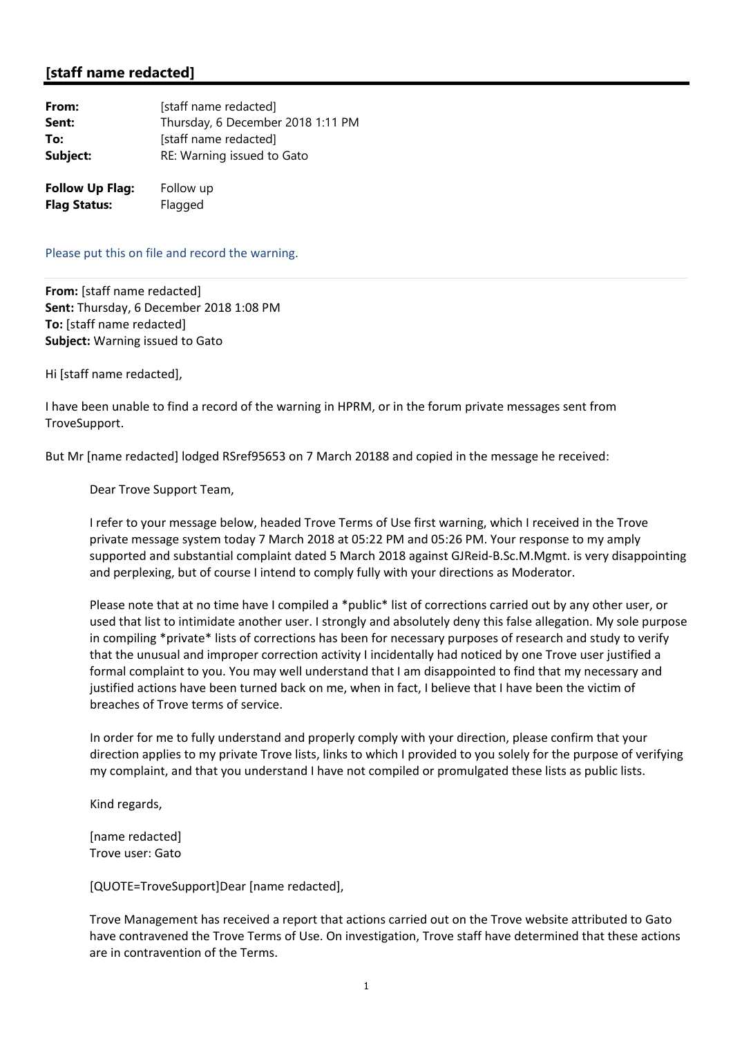## [staff name redacted]

| | |
|---|---|
| **From:** | [staff name redacted] |
| **Sent:** | Thursday, 6 December 2018 1:11 PM |
| **To:** | [staff name redacted] |
| **Subject:** | RE: Warning issued to Gato |
| | |
| **Follow Up Flag:** | Follow up |
| **Flag Status:** | Flagged |

Please put this on file and record the warning.

**From:** [staff name redacted]
**Sent:** Thursday, 6 December 2018 1:08 PM
**To:** [staff name redacted]
**Subject:** Warning issued to Gato

Hi [staff name redacted],

I have been unable to find a record of the warning in HPRM, or in the forum private messages sent from TroveSupport.

But Mr [name redacted] lodged RSref95653 on 7 March 20188 and copied in the message he received:

> Dear Trove Support Team,
>
> I refer to your message below, headed Trove Terms of Use first warning, which I received in the Trove private message system today 7 March 2018 at 05:22 PM and 05:26 PM. Your response to my amply supported and substantial complaint dated 5 March 2018 against GJReid-B.Sc.M.Mgmt. is very disappointing and perplexing, but of course I intend to comply fully with your directions as Moderator.
>
> Please note that at no time have I compiled a *public* list of corrections carried out by any other user, or used that list to intimidate another user. I strongly and absolutely deny this false allegation. My sole purpose in compiling *private* lists of corrections has been for necessary purposes of research and study to verify that the unusual and improper correction activity I incidentally had noticed by one Trove user justified a formal complaint to you. You may well understand that I am disappointed to find that my necessary and justified actions have been turned back on me, when in fact, I believe that I have been the victim of breaches of Trove terms of service.
>
> In order for me to fully understand and properly comply with your direction, please confirm that your direction applies to my private Trove lists, links to which I provided to you solely for the purpose of verifying my complaint, and that you understand I have not compiled or promulgated these lists as public lists.
>
> Kind regards,
>
> [name redacted]
> Trove user: Gato
>
> [QUOTE=TroveSupport]Dear [name redacted],
>
> Trove Management has received a report that actions carried out on the Trove website attributed to Gato have contravened the Trove Terms of Use. On investigation, Trove staff have determined that these actions are in contravention of the Terms.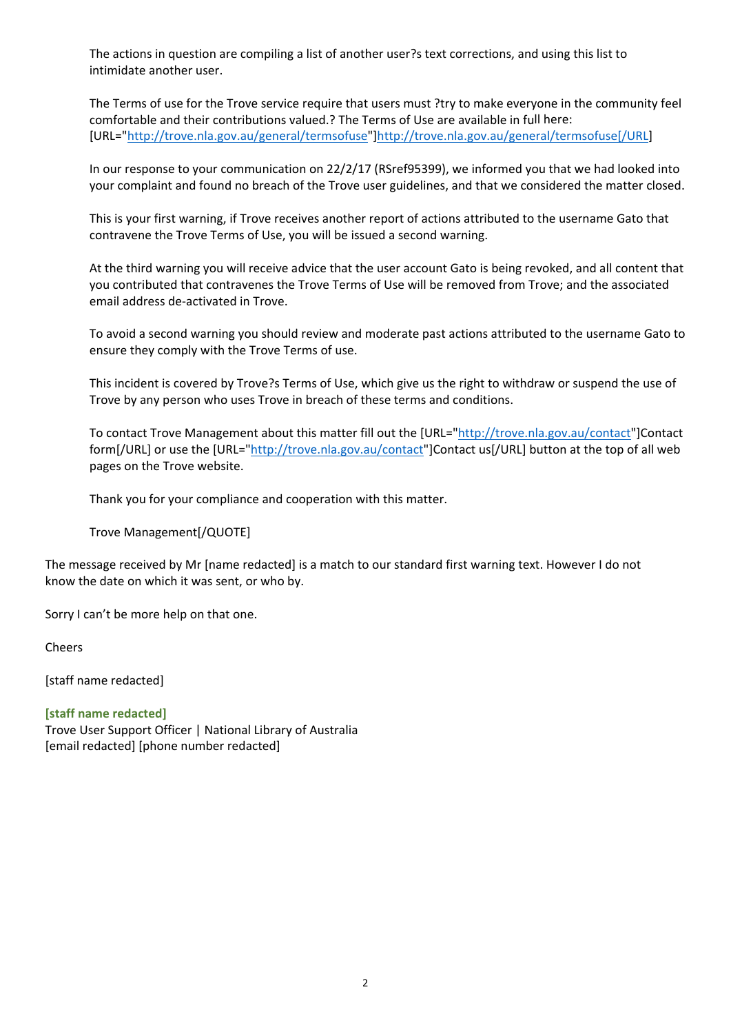> The actions in question are compiling a list of another user?s text corrections, and using this list to intimidate another user.
>
> The Terms of use for the Trove service require that users must ?try to make everyone in the community feel comfortable and their contributions valued.? The Terms of Use are available in full here: [URL="http://trove.nla.gov.au/general/termsofuse"]http://trove.nla.gov.au/general/termsofuse[/URL]
>
> In our response to your communication on 22/2/17 (RSref95399), we informed you that we had looked into your complaint and found no breach of the Trove user guidelines, and that we considered the matter closed.
>
> This is your first warning, if Trove receives another report of actions attributed to the username Gato that contravene the Trove Terms of Use, you will be issued a second warning.
>
> At the third warning you will receive advice that the user account Gato is being revoked, and all content that you contributed that contravenes the Trove Terms of Use will be removed from Trove; and the associated email address de-activated in Trove.
>
> To avoid a second warning you should review and moderate past actions attributed to the username Gato to ensure they comply with the Trove Terms of use.
>
> This incident is covered by Trove?s Terms of Use, which give us the right to withdraw or suspend the use of Trove by any person who uses Trove in breach of these terms and conditions.
>
> To contact Trove Management about this matter fill out the [URL="http://trove.nla.gov.au/contact"]Contact form[/URL] or use the [URL="http://trove.nla.gov.au/contact"]Contact us[/URL] button at the top of all web pages on the Trove website.
>
> Thank you for your compliance and cooperation with this matter.
>
> Trove Management[/QUOTE]

The message received by Mr [name redacted] is a match to our standard first warning text. However I do not know the date on which it was sent, or who by.

Sorry I can't be more help on that one.

Cheers

[staff name redacted]

**[staff name redacted]**
Trove User Support Officer | National Library of Australia
[email redacted] [phone number redacted]